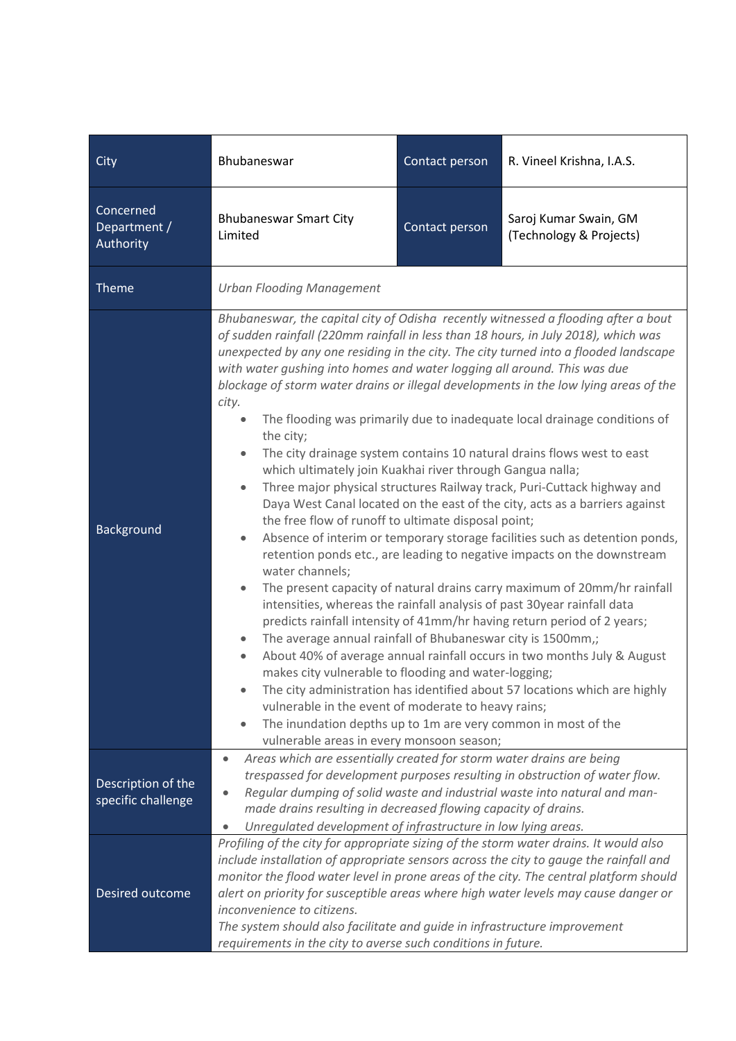| City | Bhubaneswar | Contact person | R. Vineel Krishna, I.A.S. |
|---|---|---|---|
| Concerned Department / Authority | Bhubaneswar Smart City Limited | Contact person | Saroj Kumar Swain, GM (Technology & Projects) |
| Theme | *Urban Flooding Management* | | |
| Background | *Bhubaneswar, the capital city of Odisha recently witnessed a flooding after a bout of sudden rainfall (220mm rainfall in less than 18 hours, in July 2018), which was unexpected by any one residing in the city. The city turned into a flooded landscape with water gushing into homes and water logging all around. This was due blockage of storm water drains or illegal developments in the low lying areas of the city.*<br>• The flooding was primarily due to inadequate local drainage conditions of the city;<br>• The city drainage system contains 10 natural drains flows west to east which ultimately join Kuakhai river through Gangua nalla;<br>• Three major physical structures Railway track, Puri-Cuttack highway and Daya West Canal located on the east of the city, acts as a barriers against the free flow of runoff to ultimate disposal point;<br>• Absence of interim or temporary storage facilities such as detention ponds, retention ponds etc., are leading to negative impacts on the downstream water channels;<br>• The present capacity of natural drains carry maximum of 20mm/hr rainfall intensities, whereas the rainfall analysis of past 30year rainfall data predicts rainfall intensity of 41mm/hr having return period of 2 years;<br>• The average annual rainfall of Bhubaneswar city is 1500mm,;<br>• About 40% of average annual rainfall occurs in two months July & August makes city vulnerable to flooding and water-logging;<br>• The city administration has identified about 57 locations which are highly vulnerable in the event of moderate to heavy rains;<br>• The inundation depths up to 1m are very common in most of the vulnerable areas in every monsoon season; | | |
| Description of the specific challenge | • *Areas which are essentially created for storm water drains are being trespassed for development purposes resulting in obstruction of water flow.*<br>• *Regular dumping of solid waste and industrial waste into natural and man-made drains resulting in decreased flowing capacity of drains.*<br>• *Unregulated development of infrastructure in low lying areas.* | | |
| Desired outcome | *Profiling of the city for appropriate sizing of the storm water drains. It would also include installation of appropriate sensors across the city to gauge the rainfall and monitor the flood water level in prone areas of the city. The central platform should alert on priority for susceptible areas where high water levels may cause danger or inconvenience to citizens.*<br>*The system should also facilitate and guide in infrastructure improvement requirements in the city to averse such conditions in future.* | | |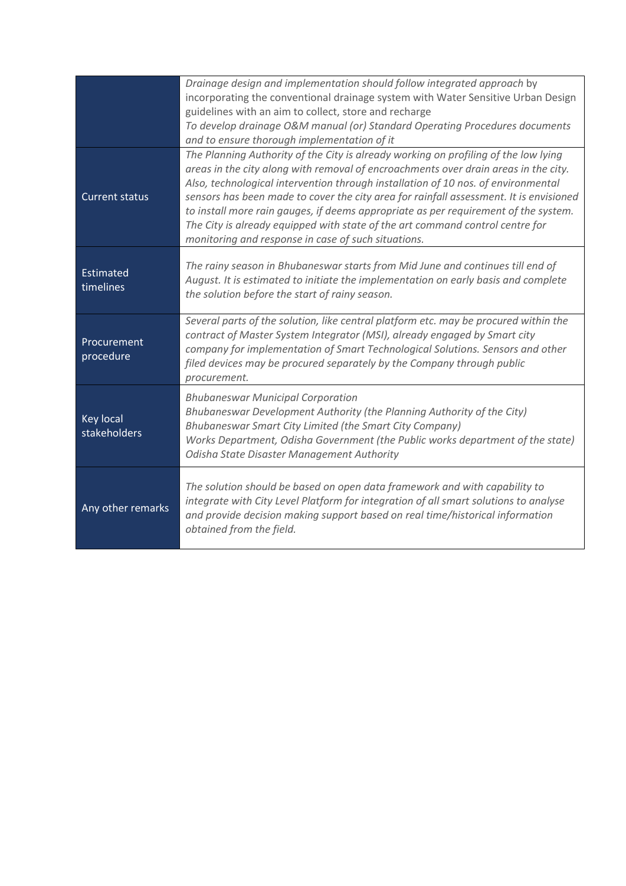| | |
|---|---|
| | *Drainage design and implementation should follow integrated approach* by incorporating the conventional drainage system with Water Sensitive Urban Design guidelines with an aim to collect, store and recharge<br>*To develop drainage O&M manual (or) Standard Operating Procedures documents and to ensure thorough implementation of it* |
| Current status | *The Planning Authority of the City is already working on profiling of the low lying areas in the city along with removal of encroachments over drain areas in the city. Also, technological intervention through installation of 10 nos. of environmental sensors has been made to cover the city area for rainfall assessment. It is envisioned to install more rain gauges, if deems appropriate as per requirement of the system. The City is already equipped with state of the art command control centre for monitoring and response in case of such situations.* |
| Estimated timelines | *The rainy season in Bhubaneswar starts from Mid June and continues till end of August. It is estimated to initiate the implementation on early basis and complete the solution before the start of rainy season.* |
| Procurement procedure | *Several parts of the solution, like central platform etc. may be procured within the contract of Master System Integrator (MSI), already engaged by Smart city company for implementation of Smart Technological Solutions. Sensors and other filed devices may be procured separately by the Company through public procurement.* |
| Key local stakeholders | *Bhubaneswar Municipal Corporation*<br>*Bhubaneswar Development Authority (the Planning Authority of the City)*<br>*Bhubaneswar Smart City Limited (the Smart City Company)*<br>*Works Department, Odisha Government (the Public works department of the state)*<br>*Odisha State Disaster Management Authority* |
| Any other remarks | *The solution should be based on open data framework and with capability to integrate with City Level Platform for integration of all smart solutions to analyse and provide decision making support based on real time/historical information obtained from the field.* |